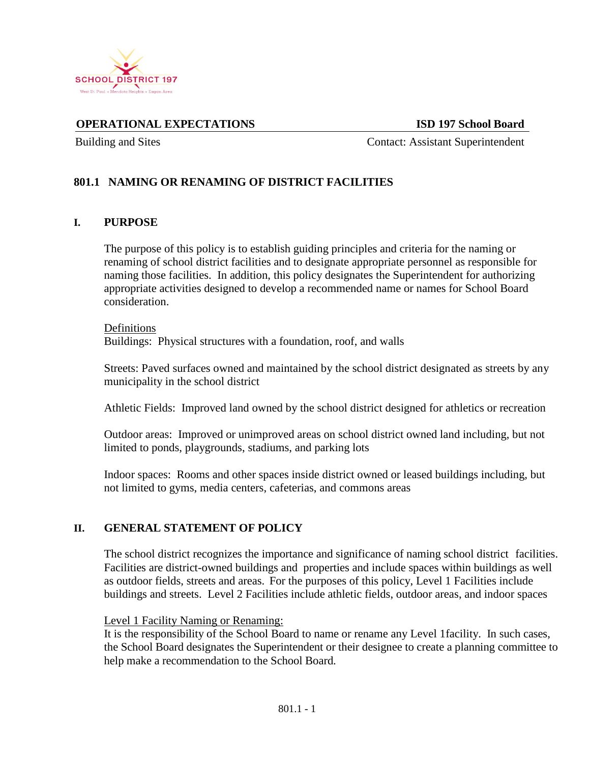**OPERATIONAL EXPECTATIONS** **ISD 197 School Board**

Building and Sites Contact: Assistant Superintendent

## 801.1 NAMING OR RENAMING OF DISTRICT FACILITIES

### I. PURPOSE

The purpose of this policy is to establish guiding principles and criteria for the naming or renaming of school district facilities and to designate appropriate personnel as responsible for naming those facilities. In addition, this policy designates the Superintendent for authorizing appropriate activities designed to develop a recommended name or names for School Board consideration.

Definitions

Buildings: Physical structures with a foundation, roof, and walls

Streets: Paved surfaces owned and maintained by the school district designated as streets by any municipality in the school district

Athletic Fields: Improved land owned by the school district designed for athletics or recreation

Outdoor areas: Improved or unimproved areas on school district owned land including, but not limited to ponds, playgrounds, stadiums, and parking lots

Indoor spaces: Rooms and other spaces inside district owned or leased buildings including, but not limited to gyms, media centers, cafeterias, and commons areas

### II. GENERAL STATEMENT OF POLICY

The school district recognizes the importance and significance of naming school district facilities. Facilities are district-owned buildings and properties and include spaces within buildings as well as outdoor fields, streets and areas. For the purposes of this policy, Level 1 Facilities include buildings and streets. Level 2 Facilities include athletic fields, outdoor areas, and indoor spaces

Level 1 Facility Naming or Renaming:

It is the responsibility of the School Board to name or rename any Level 1facility. In such cases, the School Board designates the Superintendent or their designee to create a planning committee to help make a recommendation to the School Board.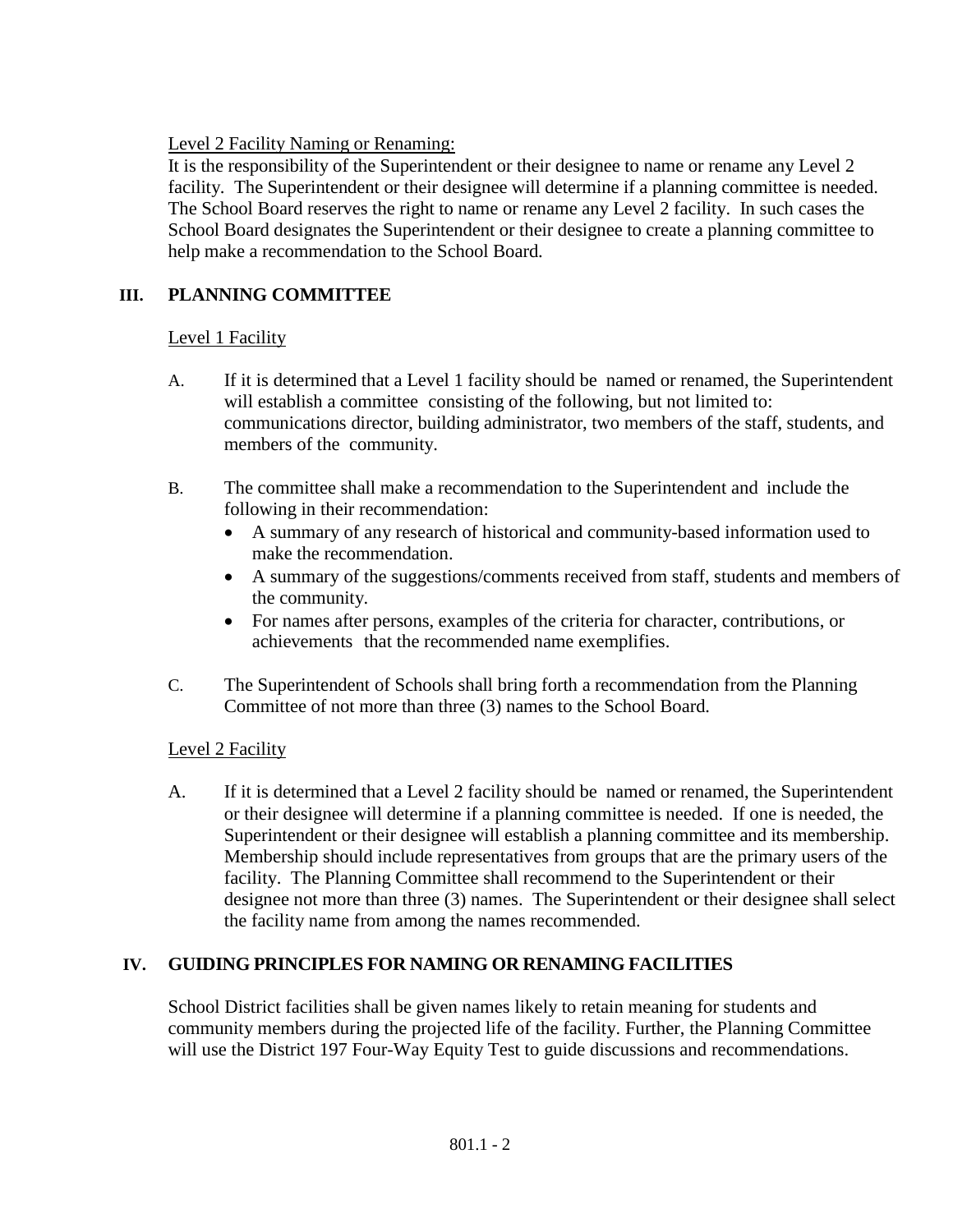Level 2 Facility Naming or Renaming:

It is the responsibility of the Superintendent or their designee to name or rename any Level 2 facility. The Superintendent or their designee will determine if a planning committee is needed. The School Board reserves the right to name or rename any Level 2 facility. In such cases the School Board designates the Superintendent or their designee to create a planning committee to help make a recommendation to the School Board.

## III. PLANNING COMMITTEE

Level 1 Facility

A. If it is determined that a Level 1 facility should be named or renamed, the Superintendent will establish a committee consisting of the following, but not limited to: communications director, building administrator, two members of the staff, students, and members of the community.

B. The committee shall make a recommendation to the Superintendent and include the following in their recommendation:
   - A summary of any research of historical and community-based information used to make the recommendation.
   - A summary of the suggestions/comments received from staff, students and members of the community.
   - For names after persons, examples of the criteria for character, contributions, or achievements that the recommended name exemplifies.

C. The Superintendent of Schools shall bring forth a recommendation from the Planning Committee of not more than three (3) names to the School Board.

Level 2 Facility

A. If it is determined that a Level 2 facility should be named or renamed, the Superintendent or their designee will determine if a planning committee is needed. If one is needed, the Superintendent or their designee will establish a planning committee and its membership. Membership should include representatives from groups that are the primary users of the facility. The Planning Committee shall recommend to the Superintendent or their designee not more than three (3) names. The Superintendent or their designee shall select the facility name from among the names recommended.

## IV. GUIDING PRINCIPLES FOR NAMING OR RENAMING FACILITIES

School District facilities shall be given names likely to retain meaning for students and community members during the projected life of the facility. Further, the Planning Committee will use the District 197 Four-Way Equity Test to guide discussions and recommendations.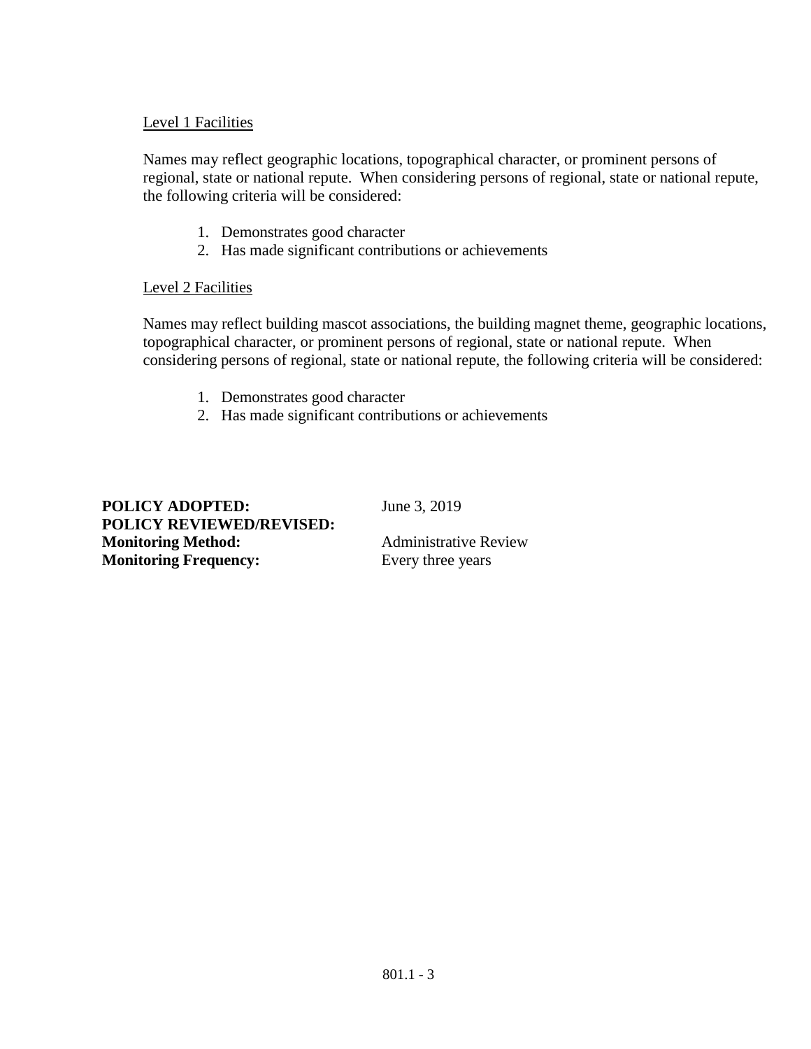Level 1 Facilities

Names may reflect geographic locations, topographical character, or prominent persons of regional, state or national repute. When considering persons of regional, state or national repute, the following criteria will be considered:

1. Demonstrates good character
2. Has made significant contributions or achievements

Level 2 Facilities

Names may reflect building mascot associations, the building magnet theme, geographic locations, topographical character, or prominent persons of regional, state or national repute. When considering persons of regional, state or national repute, the following criteria will be considered:

1. Demonstrates good character
2. Has made significant contributions or achievements

| | |
|---|---|
| **POLICY ADOPTED:** | June 3, 2019 |
| **POLICY REVIEWED/REVISED:** | |
| **Monitoring Method:** | Administrative Review |
| **Monitoring Frequency:** | Every three years |